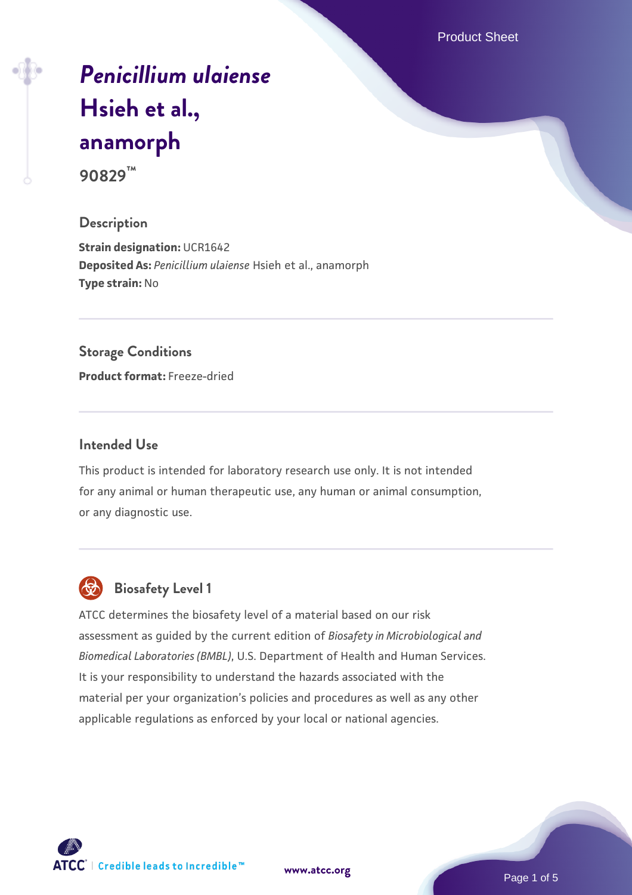# *Penicillium ulaiense* Hsieh et al., anamorph

**90829™**

## Description

**Strain designation:** UCR1642
**Deposited As:** *Penicillium ulaiense* Hsieh et al., anamorph
**Type strain:** No

## Storage Conditions

**Product format:** Freeze-dried

## Intended Use

This product is intended for laboratory research use only. It is not intended for any animal or human therapeutic use, any human or animal consumption, or any diagnostic use.

## Biosafety Level 1

ATCC determines the biosafety level of a material based on our risk assessment as guided by the current edition of *Biosafety in Microbiological and Biomedical Laboratories (BMBL)*, U.S. Department of Health and Human Services. It is your responsibility to understand the hazards associated with the material per your organization's policies and procedures as well as any other applicable regulations as enforced by your local or national agencies.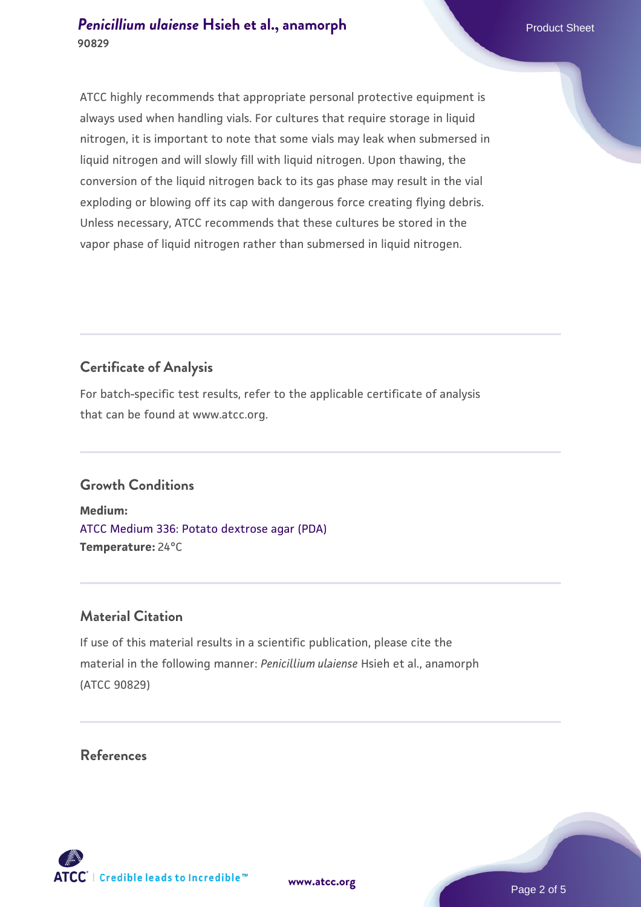ATCC highly recommends that appropriate personal protective equipment is always used when handling vials. For cultures that require storage in liquid nitrogen, it is important to note that some vials may leak when submersed in liquid nitrogen and will slowly fill with liquid nitrogen. Upon thawing, the conversion of the liquid nitrogen back to its gas phase may result in the vial exploding or blowing off its cap with dangerous force creating flying debris. Unless necessary, ATCC recommends that these cultures be stored in the vapor phase of liquid nitrogen rather than submersed in liquid nitrogen.

## Certificate of Analysis

For batch-specific test results, refer to the applicable certificate of analysis that can be found at www.atcc.org.

## Growth Conditions

**Medium:**
ATCC Medium 336: Potato dextrose agar (PDA)
**Temperature:** 24°C

## Material Citation

If use of this material results in a scientific publication, please cite the material in the following manner: *Penicillium ulaiense* Hsieh et al., anamorph (ATCC 90829)

## References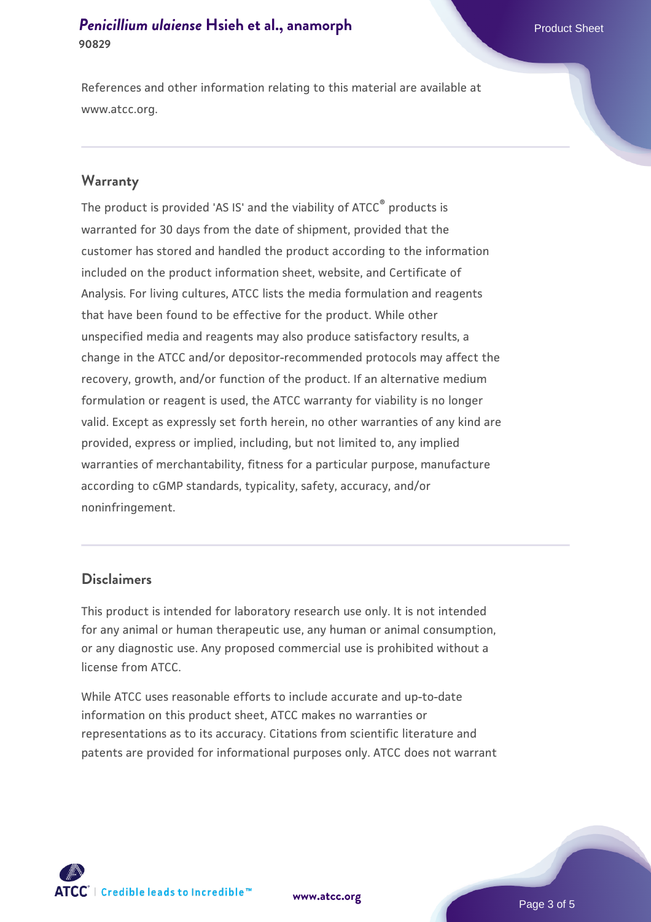References and other information relating to this material are available at www.atcc.org.

## Warranty

The product is provided 'AS IS' and the viability of ATCC® products is warranted for 30 days from the date of shipment, provided that the customer has stored and handled the product according to the information included on the product information sheet, website, and Certificate of Analysis. For living cultures, ATCC lists the media formulation and reagents that have been found to be effective for the product. While other unspecified media and reagents may also produce satisfactory results, a change in the ATCC and/or depositor-recommended protocols may affect the recovery, growth, and/or function of the product. If an alternative medium formulation or reagent is used, the ATCC warranty for viability is no longer valid. Except as expressly set forth herein, no other warranties of any kind are provided, express or implied, including, but not limited to, any implied warranties of merchantability, fitness for a particular purpose, manufacture according to cGMP standards, typicality, safety, accuracy, and/or noninfringement.

## Disclaimers

This product is intended for laboratory research use only. It is not intended for any animal or human therapeutic use, any human or animal consumption, or any diagnostic use. Any proposed commercial use is prohibited without a license from ATCC.

While ATCC uses reasonable efforts to include accurate and up-to-date information on this product sheet, ATCC makes no warranties or representations as to its accuracy. Citations from scientific literature and patents are provided for informational purposes only. ATCC does not warrant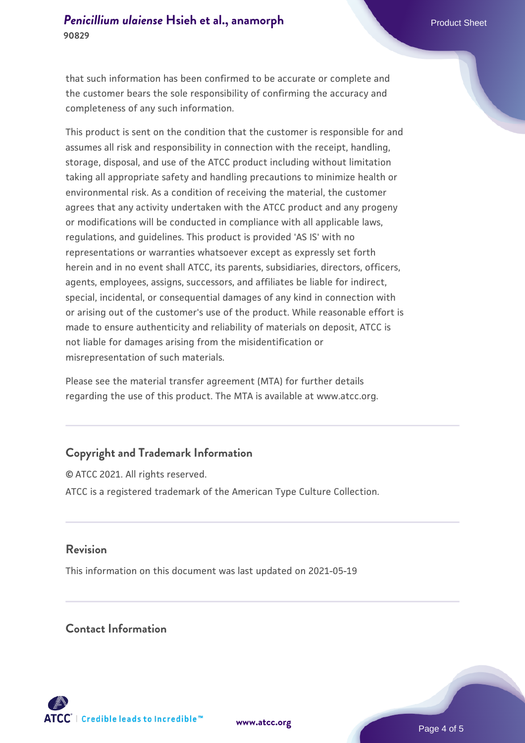that such information has been confirmed to be accurate or complete and the customer bears the sole responsibility of confirming the accuracy and completeness of any such information.

This product is sent on the condition that the customer is responsible for and assumes all risk and responsibility in connection with the receipt, handling, storage, disposal, and use of the ATCC product including without limitation taking all appropriate safety and handling precautions to minimize health or environmental risk. As a condition of receiving the material, the customer agrees that any activity undertaken with the ATCC product and any progeny or modifications will be conducted in compliance with all applicable laws, regulations, and guidelines. This product is provided 'AS IS' with no representations or warranties whatsoever except as expressly set forth herein and in no event shall ATCC, its parents, subsidiaries, directors, officers, agents, employees, assigns, successors, and affiliates be liable for indirect, special, incidental, or consequential damages of any kind in connection with or arising out of the customer's use of the product. While reasonable effort is made to ensure authenticity and reliability of materials on deposit, ATCC is not liable for damages arising from the misidentification or misrepresentation of such materials.

Please see the material transfer agreement (MTA) for further details regarding the use of this product. The MTA is available at www.atcc.org.

## Copyright and Trademark Information

© ATCC 2021. All rights reserved.

ATCC is a registered trademark of the American Type Culture Collection.

## Revision

This information on this document was last updated on 2021-05-19

## Contact Information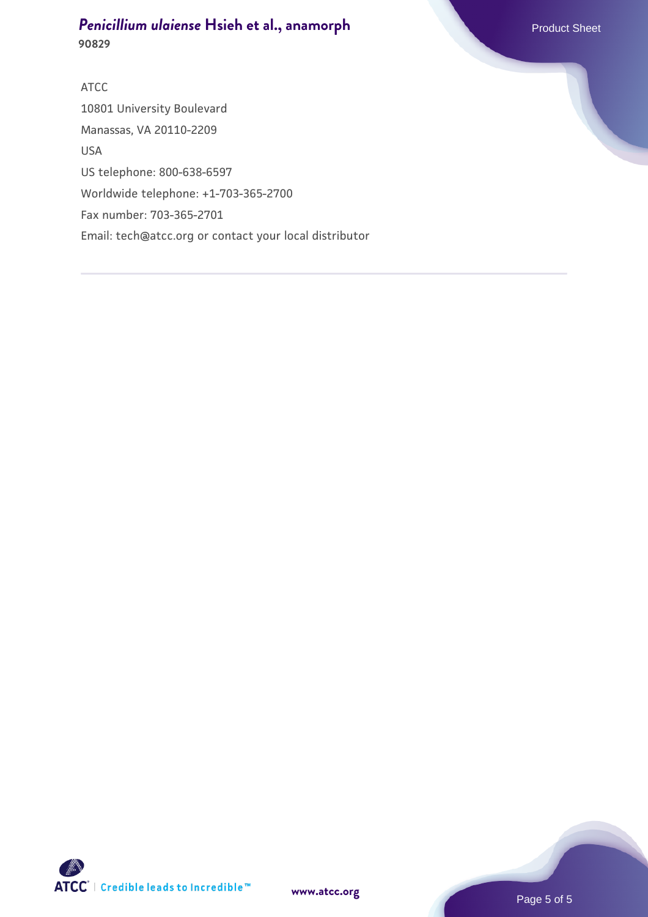ATCC

10801 University Boulevard

Manassas, VA 20110-2209

USA

US telephone: 800-638-6597

Worldwide telephone: +1-703-365-2700

Fax number: 703-365-2701

Email: tech@atcc.org or contact your local distributor